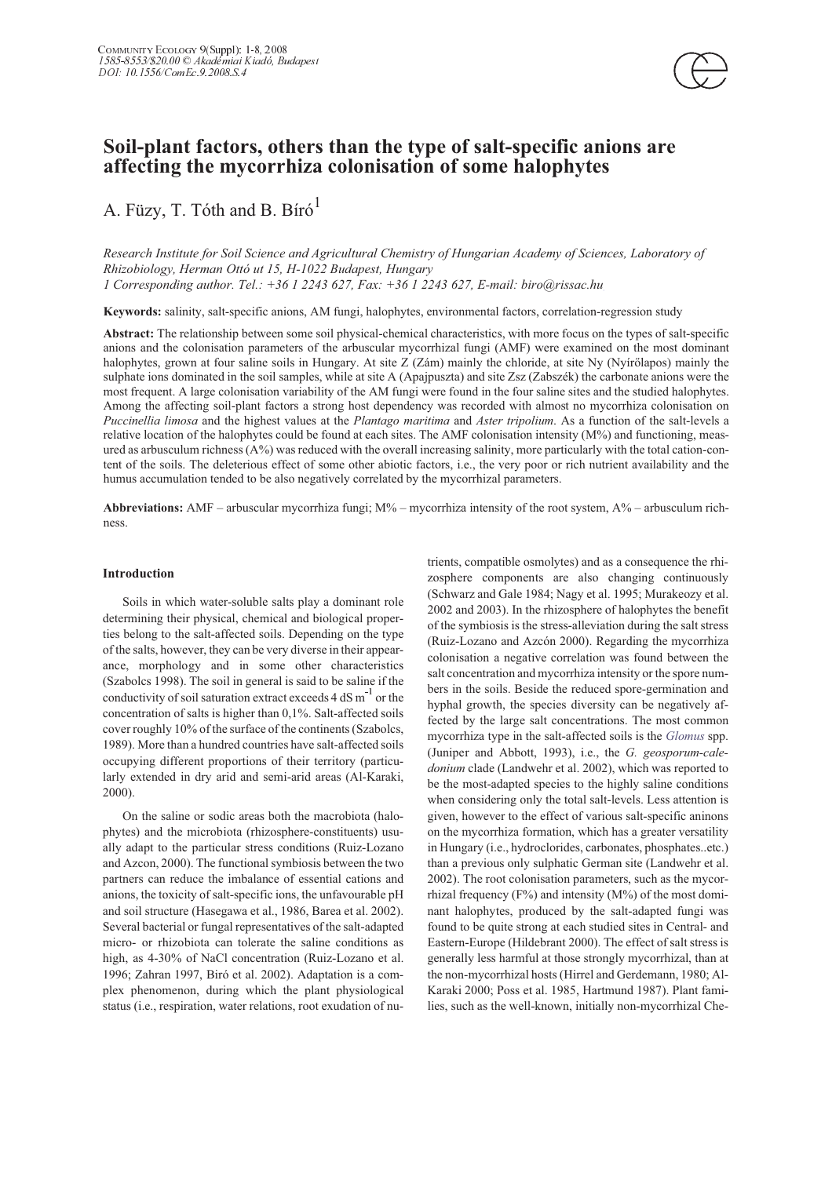# Soil-plant factors, others than the type of salt-specific anions are affecting the mycorrhiza colonisation of some halophytes

A. Füzy, T. Tóth and B. Bíró[1]

*Research Institute for Soil Science and Agricultural Chemistry of Hungarian Academy of Sciences, Laboratory of Rhizobiology, Herman Ottó ut 15, H-1022 Budapest, Hungary*
*1 Corresponding author. Tel.: +36 1 2243 627, Fax: +36 1 2243 627, E-mail: biro@rissac.hu*

**Keywords:** salinity, salt-specific anions, AM fungi, halophytes, environmental factors, correlation-regression study

**Abstract:** The relationship between some soil physical-chemical characteristics, with more focus on the types of salt-specific anions and the colonisation parameters of the arbuscular mycorrhizal fungi (AMF) were examined on the most dominant halophytes, grown at four saline soils in Hungary. At site Z (Zám) mainly the chloride, at site Ny (Nyírőlapos) mainly the sulphate ions dominated in the soil samples, while at site A (Apajpuszta) and site Zsz (Zabszék) the carbonate anions were the most frequent. A large colonisation variability of the AM fungi were found in the four saline sites and the studied halophytes. Among the affecting soil-plant factors a strong host dependency was recorded with almost no mycorrhiza colonisation on *Puccinellia limosa* and the highest values at the *Plantago maritima* and *Aster tripolium*. As a function of the salt-levels a relative location of the halophytes could be found at each sites. The AMF colonisation intensity (M%) and functioning, measured as arbusculum richness (A%) was reduced with the overall increasing salinity, more particularly with the total cation-content of the soils. The deleterious effect of some other abiotic factors, i.e., the very poor or rich nutrient availability and the humus accumulation tended to be also negatively correlated by the mycorrhizal parameters.

**Abbreviations:** AMF – arbuscular mycorrhiza fungi; M% – mycorrhiza intensity of the root system, A% – arbusculum richness.

## Introduction

Soils in which water-soluble salts play a dominant role determining their physical, chemical and biological properties belong to the salt-affected soils. Depending on the type of the salts, however, they can be very diverse in their appearance, morphology and in some other characteristics (Szabolcs 1998). The soil in general is said to be saline if the conductivity of soil saturation extract exceeds 4 dS $m^{-1}$ or the concentration of salts is higher than 0,1%. Salt-affected soils cover roughly 10% of the surface of the continents (Szabolcs, 1989). More than a hundred countries have salt-affected soils occupying different proportions of their territory (particularly extended in dry arid and semi-arid areas (Al-Karaki, 2000).

On the saline or sodic areas both the macrobiota (halophytes) and the microbiota (rhizosphere-constituents) usually adapt to the particular stress conditions (Ruiz-Lozano and Azcon, 2000). The functional symbiosis between the two partners can reduce the imbalance of essential cations and anions, the toxicity of salt-specific ions, the unfavourable pH and soil structure (Hasegawa et al., 1986, Barea et al. 2002). Several bacterial or fungal representatives of the salt-adapted micro- or rhizobiota can tolerate the saline conditions as high, as 4-30% of NaCl concentration (Ruiz-Lozano et al. 1996; Zahran 1997, Biró et al. 2002). Adaptation is a complex phenomenon, during which the plant physiological status (i.e., respiration, water relations, root exudation of nutrients, compatible osmolytes) and as a consequence the rhizosphere components are also changing continuously (Schwarz and Gale 1984; Nagy et al. 1995; Murakeozy et al. 2002 and 2003). In the rhizosphere of halophytes the benefit of the symbiosis is the stress-alleviation during the salt stress (Ruiz-Lozano and Azcón 2000). Regarding the mycorrhiza colonisation a negative correlation was found between the salt concentration and mycorrhiza intensity or the spore numbers in the soils. Beside the reduced spore-germination and hyphal growth, the species diversity can be negatively affected by the large salt concentrations. The most common mycorrhiza type in the salt-affected soils is the *Glomus* spp. (Juniper and Abbott, 1993), i.e., the *G. geosporum-caledonium* clade (Landwehr et al. 2002), which was reported to be the most-adapted species to the highly saline conditions when considering only the total salt-levels. Less attention is given, however to the effect of various salt-specific aninons on the mycorrhiza formation, which has a greater versatility in Hungary (i.e., hydroclorides, carbonates, phosphates..etc.) than a previous only sulphatic German site (Landwehr et al. 2002). The root colonisation parameters, such as the mycorrhizal frequency (F%) and intensity (M%) of the most dominant halophytes, produced by the salt-adapted fungi was found to be quite strong at each studied sites in Central- and Eastern-Europe (Hildebrant 2000). The effect of salt stress is generally less harmful at those strongly mycorrhizal, than at the non-mycorrhizal hosts (Hirrel and Gerdemann, 1980; Al-Karaki 2000; Poss et al. 1985, Hartmund 1987). Plant families, such as the well-known, initially non-mycorrhizal Che-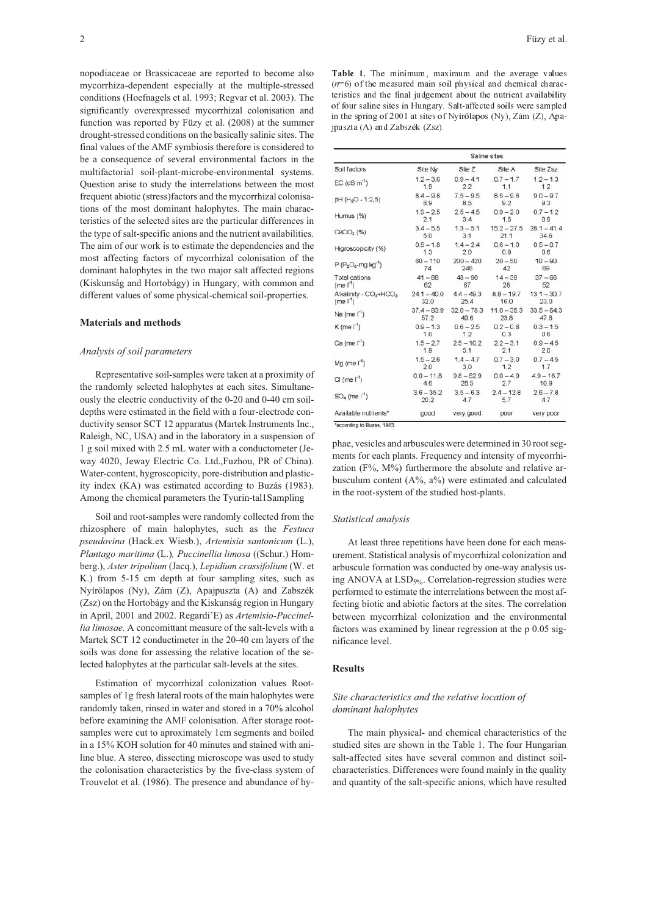nopodiaceae or Brassicaceae are reported to become also mycorrhiza-dependent especially at the multiple-stressed conditions (Hoefnagels et al. 1993; Regvar et al. 2003). The significantly overexpressed mycorrhizal colonisation and function was reported by Füzy et al. (2008) at the summer drought-stressed conditions on the basically salinic sites. The final values of the AMF symbiosis therefore is considered to be a consequence of several environmental factors in the multifactorial soil-plant-microbe-environmental systems. Question arise to study the interrelations between the most frequent abiotic (stress)factors and the mycorrhizal colonisations of the most dominant halophytes. The main characteristics of the selected sites are the particular differences in the type of salt-specific anions and the nutrient availabilities. The aim of our work is to estimate the dependencies and the most affecting factors of mycorrhizal colonisation of the dominant halophytes in the two major salt affected regions (Kiskunság and Hortobágy) in Hungary, with common and different values of some physical-chemical soil-properties.

## Materials and methods

### Analysis of soil parameters

Representative soil-samples were taken at a proximity of the randomly selected halophytes at each sites. Simultaneously the electric conductivity of the 0-20 and 0-40 cm soil-depths were estimated in the field with a four-electrode conductivity sensor SCT 12 apparatus (Martek Instruments Inc., Raleigh, NC, USA) and in the laboratory in a suspension of 1 g soil mixed with 2.5 mL water with a conductometer (Jeway 4020, Jeway Electric Co. Ltd.,Fuzhou, PR of China). Water-content, hygroscopicity, pore-distribution and plasticity index (KA) was estimated according to Buzás (1983). Among the chemical parameters the Tyurin-tal1Sampling

Soil and root-samples were randomly collected from the rhizosphere of main halophytes, such as the *Festuca pseudovina* (Hack.ex Wiesb.), *Artemisia santonicum* (L.), *Plantago maritima* (L.), *Puccinellia limosa* ((Schur.) Homberg.), *Aster tripolium* (Jacq.), *Lepidium crassifolium* (W. et K.) from 5-15 cm depth at four sampling sites, such as Nyírőlapos (Ny), Zám (Z), Apajpuszta (A) and Zabszék (Zsz) on the Hortobágy and the Kiskunság region in Hungary in April, 2001 and 2002. Regardi'E) as *Artemisio-Puccinellia limosae.* A concomittant measure of the salt-levels with a Martek SCT 12 conductimeter in the 20-40 cm layers of the soils was done for assessing the relative location of the selected halophytes at the particular salt-levels at the sites.

Estimation of mycorrhizal colonization values Root-samples of 1g fresh lateral roots of the main halophytes were randomly taken, rinsed in water and stored in a 70% alcohol before examining the AMF colonisation. After storage root-samples were cut to aproximately 1cm segments and boiled in a 15% KOH solution for 40 minutes and stained with aniline blue. A stereo, dissecting microscope was used to study the colonisation characteristics by the five-class system of Trouvelot et al. (1986). The presence and abundance of hyphae, vesicles and arbuscules were determined in 30 root segments for each plants. Frequency and intensity of mycorrhization (F%, M%) furthermore the absolute and relative arbusculum content (A%, a%) were estimated and calculated in the root-system of the studied host-plants.

**Table 1.** The minimum, maximum and the average values ($n$=6) of the measured main soil physical and chemical characteristics and the final judgement about the nutrient availability of four saline sites in Hungary. Salt-affected soils were sampled in the spring of 2001 at sites of Nyírőlapos (Ny), Zám (Z), Apajpuszta (A) and Zabszék (Zsz).

| Soil factors | Saline sites | | | |
|---|---|---|---|---|
| | Site Ny | Site Z | Site A | Site Zsz |
| EC (dS $m^{-1}$) | 1.2 – 3.6<br>1.9 | 0.9 – 4.1<br>2.2 | 0.7 – 1.7<br>1.1 | 1.2 – 1.3<br>1.2 |
| pH ($H_2O$ - 1:2,5) | 8.4 – 9.8<br>8.9 | 7.5 – 9.5<br>8.5 | 8.5 – 9.6<br>9.2 | 9.0 – 9.7<br>9.3 |
| Humus (%) | 1.9 – 2.5<br>2.1 | 2.5 – 4.5<br>3.4 | 0.9 – 2.0<br>1.5 | 0.7 – 1.2<br>0.9 |
| $CaCO_3$ (%) | 3.4 – 5.5<br>5.0 | 1.3 – 5.1<br>3.1 | 15.2 – 27.5<br>21.1 | 28.1 – 41.4<br>34.6 |
| Higroscopicity (%) | 0.9 – 1.8<br>1.3 | 1.4 – 2.4<br>2.0 | 0.6 – 1.0<br>0.9 | 0.5 – 0.7<br>0.6 |
| P ($P_2O_5$-mg $kg^{-1}$) | 60 – 110<br>74 | 200 – 420<br>246 | 20 – 50<br>42 | 10 – 90<br>69 |
| Total cations (me $l^{-1}$) | 41 – 88<br>62 | 48 – 90<br>67 | 14 – 39<br>28 | 37 – 66<br>52 |
| Alkalinity - $CO_3$+$HCO_3$ (me $l^{-1}$) | 24.1 – 40.0<br>32.0 | 4.4 – 49.3<br>25.4 | 8.8 – 19.7<br>16.0 | 13.1 – 30.7<br>23.0 |
| Na (me $l^{-1}$) | 37.4 – 83.9<br>57.2 | 32.0 – 78.3<br>49.6 | 11.0 – 35.3<br>23.8 | 33.5 – 64.3<br>47.8 |
| K (me $l^{-1}$) | 0.9 – 1.3<br>1.0 | 0.6 – 2.5<br>1.2 | 0.2 – 0.8<br>0.3 | 0.3 – 1.5<br>0.6 |
| Ca (me $l^{-1}$) | 1.5 – 2.7<br>1.9 | 2.5 – 10.2<br>5.1 | 2.2 – 3.1<br>2.1 | 0.9 – 4.5<br>2.0 |
| Mg (me $l^{-1}$) | 1.5 – 2.6<br>2.0 | 1.4 – 4.7<br>3.0 | 0.7 – 3.0<br>1.2 | 0.7 – 4.5<br>1.7 |
| Cl (me $l^{-1}$) | 0.0 – 11.8<br>4.6 | 9.6 – 52.9<br>28.5 | 0.0 – 4.9<br>2.7 | 4.9 – 16.7<br>10.9 |
| $SO_4$ (me $l^{-1}$) | 3.6 – 35.2<br>20.2 | 3.5 – 6.3<br>4.7 | 2.4 – 12.8<br>5.7 | 2.6 – 7.8<br>4.7 |
| Available nutrients* | good | very good | poor | very poor |

*according to Buzas, 1983.

### Statistical analysis

At least three repetitions have been done for each measurement. Statistical analysis of mycorrhizal colonization and arbuscule formation was conducted by one-way analysis using ANOVA at $LSD_{5\%}$. Correlation-regression studies were performed to estimate the interrelations between the most affecting biotic and abiotic factors at the sites. The correlation between mycorrhizal colonization and the environmental factors was examined by linear regression at the p 0.05 significance level.

## Results

### Site characteristics and the relative location of dominant halophytes

The main physical- and chemical characteristics of the studied sites are shown in the Table 1. The four Hungarian salt-affected sites have several common and distinct soil-characteristics. Differences were found mainly in the quality and quantity of the salt-specific anions, which have resulted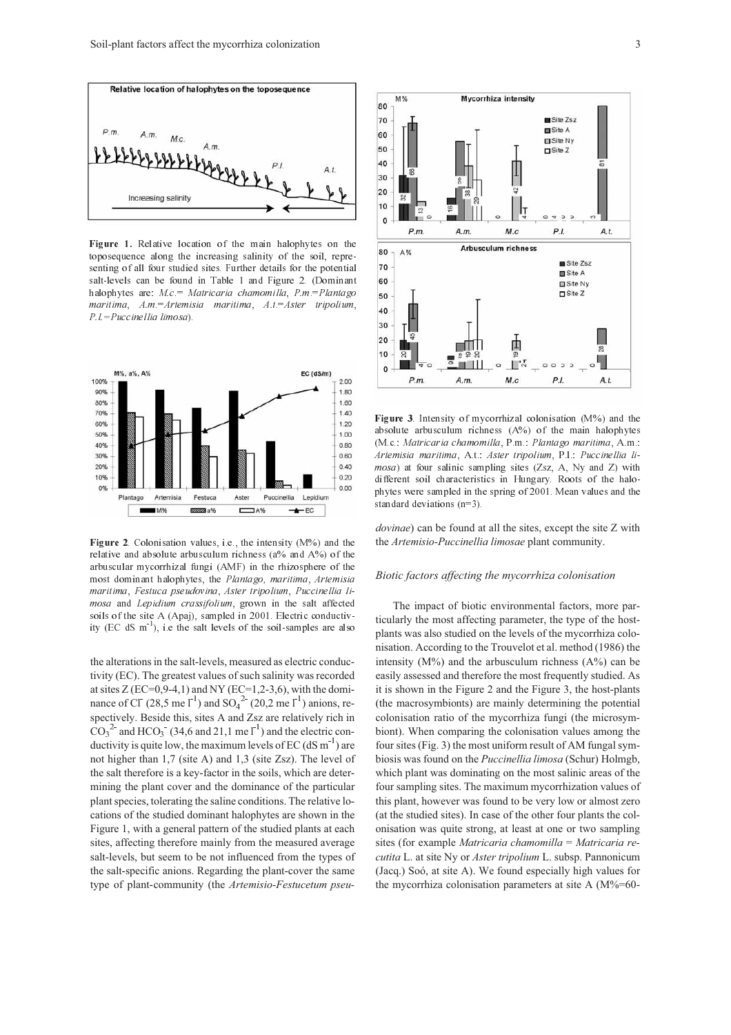**Figure 1.** Relative location of the main halophytes on the toposequence along the increasing salinity of the soil, representing of all four studied sites. Further details for the potential salt-levels can be found in Table 1 and Figure 2. (Dominant halophytes are: *M.c.= Matricaria chamomilla*, *P.m.=Plantago maritima*, *A.m.=Artemisia maritima*, *A.t.=Aster tripolium*, *P.l.=Puccinellia limosa*).

**Figure 2**. Colonisation values, i.e., the intensity (M%) and the relative and absolute arbusculum richness (a% and A%) of the arbuscular mycorrhizal fungi (AMF) in the rhizosphere of the most dominant halophytes, the *Plantago, maritima*, *Artemisia maritima*, *Festuca pseudovina*, *Aster tripolium*, *Puccinellia limosa* and *Lepidium crassifolium*, grown in the salt affected soils of the site A (Apaj), sampled in 2001. Electric conductivity (EC dS $m^{-1}$), i.e the salt levels of the soil-samples are also the alterations in the salt-levels, measured as electric conductivity (EC). The greatest values of such salinity was recorded at sites Z (EC=0,9-4,1) and NY (EC=1,2-3,6), with the dominance of $Cl^-$ (28,5 me $l^{-1}$) and $SO_4^{2-}$ (20,2 me $l^{-1}$) anions, respectively. Beside this, sites A and Zsz are relatively rich in $CO_3^{2-}$ and $HCO_3^-$ (34,6 and 21,1 me $l^{-1}$) and the electric conductivity is quite low, the maximum levels of EC (dS $m^{-1}$) are not higher than 1,7 (site A) and 1,3 (site Zsz). The level of the salt therefore is a key-factor in the soils, which are determining the plant cover and the dominance of the particular plant species, tolerating the saline conditions. The relative locations of the studied dominant halophytes are shown in the Figure 1, with a general pattern of the studied plants at each sites, affecting therefore mainly from the measured average salt-levels, but seem to be not influenced from the types of the salt-specific anions. Regarding the plant-cover the same type of plant-community (the *Artemisio-Festucetum pseudovinae*) can be found at all the sites, except the site Z with the *Artemisio-Puccinellia limosae* plant community.

**Figure 3**. Intensity of mycorrhizal colonisation (M%) and the absolute arbusculum richness (A%) of the main halophytes (M.c.: *Matricaria chamomilla*, P.m.: *Plantago maritima*, A.m.: *Artemisia maritima*, A.t.: *Aster tripolium*, P.l.: *Puccinellia limosa*) at four salinic sampling sites (Zsz, A, Ny and Z) with different soil characteristics in Hungary. Roots of the halophytes were sampled in the spring of 2001. Mean values and the standard deviations (n=3).

### Biotic factors affecting the mycorrhiza colonisation

The impact of biotic environmental factors, more particularly the most affecting parameter, the type of the host-plants was also studied on the levels of the mycorrhiza colonisation. According to the Trouvelot et al. method (1986) the intensity (M%) and the arbusculum richness (A%) can be easily assessed and therefore the most frequently studied. As it is shown in the Figure 2 and the Figure 3, the host-plants (the macrosymbionts) are mainly determining the potential colonisation ratio of the mycorrhiza fungi (the microsymbiont). When comparing the colonisation values among the four sites (Fig. 3) the most uniform result of AM fungal symbiosis was found on the *Puccinellia limosa* (Schur) Holmgb, which plant was dominating on the most salinic areas of the four sampling sites. The maximum mycorrhization values of this plant, however was found to be very low or almost zero (at the studied sites). In case of the other four plants the colonisation was quite strong, at least at one or two sampling sites (for example *Matricaria chamomilla* = *Matricaria recutita* L. at site Ny or *Aster tripolium* L. subsp. Pannonicum (Jacq.) Soó, at site A). We found especially high values for the mycorrhiza colonisation parameters at site A (M%=60-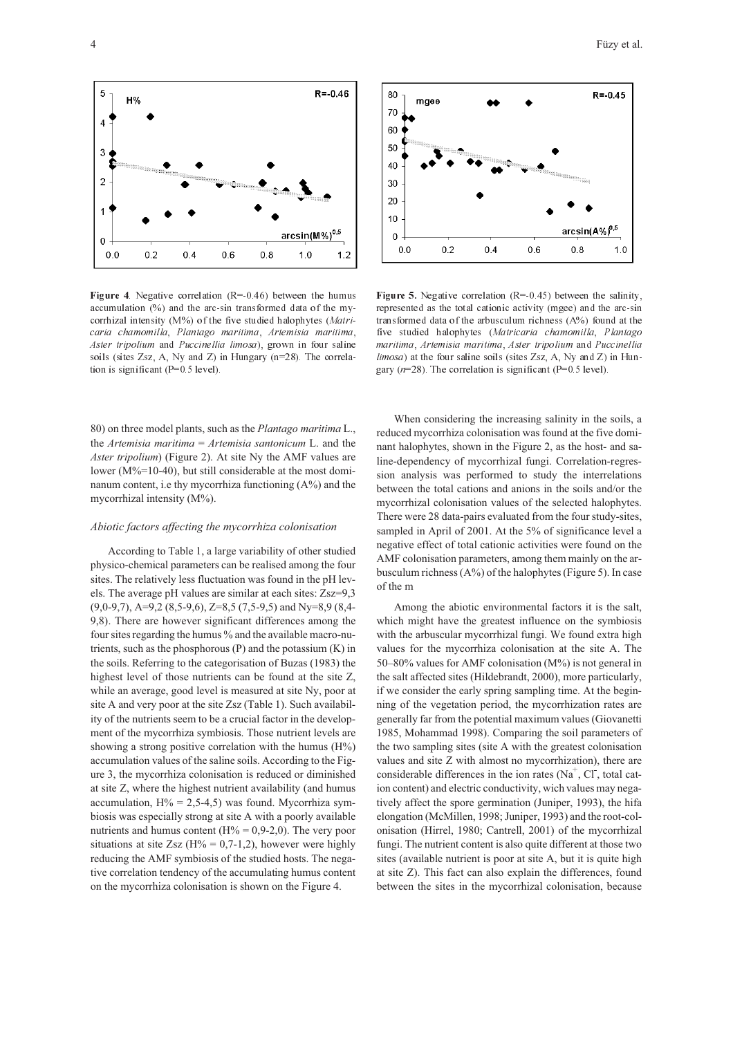**Figure 4**. Negative correlation (R=-0.46) between the humus accumulation (%) and the arc-sin transformed data of the mycorrhizal intensity (M%) of the five studied halophytes (*Matricaria chamomilla*, *Plantago maritima*, *Artemisia maritima*, *Aster tripolium* and *Puccinellia limosa*), grown in four saline soils (sites Zsz, A, Ny and Z) in Hungary (n=28). The correlation is significant (P=0.5 level).

**Figure 5.** Negative correlation (R=-0.45) between the salinity, represented as the total cationic activity (mgee) and the arc-sin transformed data of the arbusculum richness (A%) found at the five studied halophytes (*Matricaria chamomilla*, *Plantago maritima*, *Artemisia maritima*, *Aster tripolium* and *Puccinellia limosa*) at the four saline soils (sites Zsz, A, Ny and Z) in Hungary (*n*=28). The correlation is significant (P=0.5 level).

80) on three model plants, such as the *Plantago maritima* L., the *Artemisia maritima* = *Artemisia santonicum* L. and the *Aster tripolium*) (Figure 2). At site Ny the AMF values are lower (M%=10-40), but still considerable at the most dominanum content, i.e thy mycorrhiza functioning (A%) and the mycorrhizal intensity (M%).

### *Abiotic factors affecting the mycorrhiza colonisation*

According to Table 1, a large variability of other studied physico-chemical parameters can be realised among the four sites. The relatively less fluctuation was found in the pH levels. The average pH values are similar at each sites: Zsz=9,3 (9,0-9,7), A=9,2 (8,5-9,6), Z=8,5 (7,5-9,5) and Ny=8,9 (8,4-9,8). There are however significant differences among the four sites regarding the humus % and the available macro-nutrients, such as the phosphorous (P) and the potassium (K) in the soils. Referring to the categorisation of Buzas (1983) the highest level of those nutrients can be found at the site Z, while an average, good level is measured at site Ny, poor at site A and very poor at the site Zsz (Table 1). Such availability of the nutrients seem to be a crucial factor in the development of the mycorrhiza symbiosis. Those nutrient levels are showing a strong positive correlation with the humus (H%) accumulation values of the saline soils. According to the Figure 3, the mycorrhiza colonisation is reduced or diminished at site Z, where the highest nutrient availability (and humus accumulation, H% = 2,5-4,5) was found. Mycorrhiza symbiosis was especially strong at site A with a poorly available nutrients and humus content (H% = 0,9-2,0). The very poor situations at site Zsz (H% = 0,7-1,2), however were highly reducing the AMF symbiosis of the studied hosts. The negative correlation tendency of the accumulating humus content on the mycorrhiza colonisation is shown on the Figure 4.

When considering the increasing salinity in the soils, a reduced mycorrhiza colonisation was found at the five dominant halophytes, shown in the Figure 2, as the host- and saline-dependency of mycorrhizal fungi. Correlation-regression analysis was performed to study the interrelations between the total cations and anions in the soils and/or the mycorrhizal colonisation values of the selected halophytes. There were 28 data-pairs evaluated from the four study-sites, sampled in April of 2001. At the 5% of significance level a negative effect of total cationic activities were found on the AMF colonisation parameters, among them mainly on the arbusculum richness (A%) of the halophytes (Figure 5). In case of the m

Among the abiotic environmental factors it is the salt, which might have the greatest influence on the symbiosis with the arbuscular mycorrhizal fungi. We found extra high values for the mycorrhiza colonisation at the site A. The 50–80% values for AMF colonisation (M%) is not general in the salt affected sites (Hildebrandt, 2000), more particularly, if we consider the early spring sampling time. At the beginning of the vegetation period, the mycorrhization rates are generally far from the potential maximum values (Giovanetti 1985, Mohammad 1998). Comparing the soil parameters of the two sampling sites (site A with the greatest colonisation values and site Z with almost no mycorrhization), there are considerable differences in the ion rates ($Na^+$, $Cl^-$, total cation content) and electric conductivity, wich values may negatively affect the spore germination (Juniper, 1993), the hifa elongation (McMillen, 1998; Juniper, 1993) and the root-colonisation (Hirrel, 1980; Cantrell, 2001) of the mycorrhizal fungi. The nutrient content is also quite different at those two sites (available nutrient is poor at site A, but it is quite high at site Z). This fact can also explain the differences, found between the sites in the mycorrhizal colonisation, because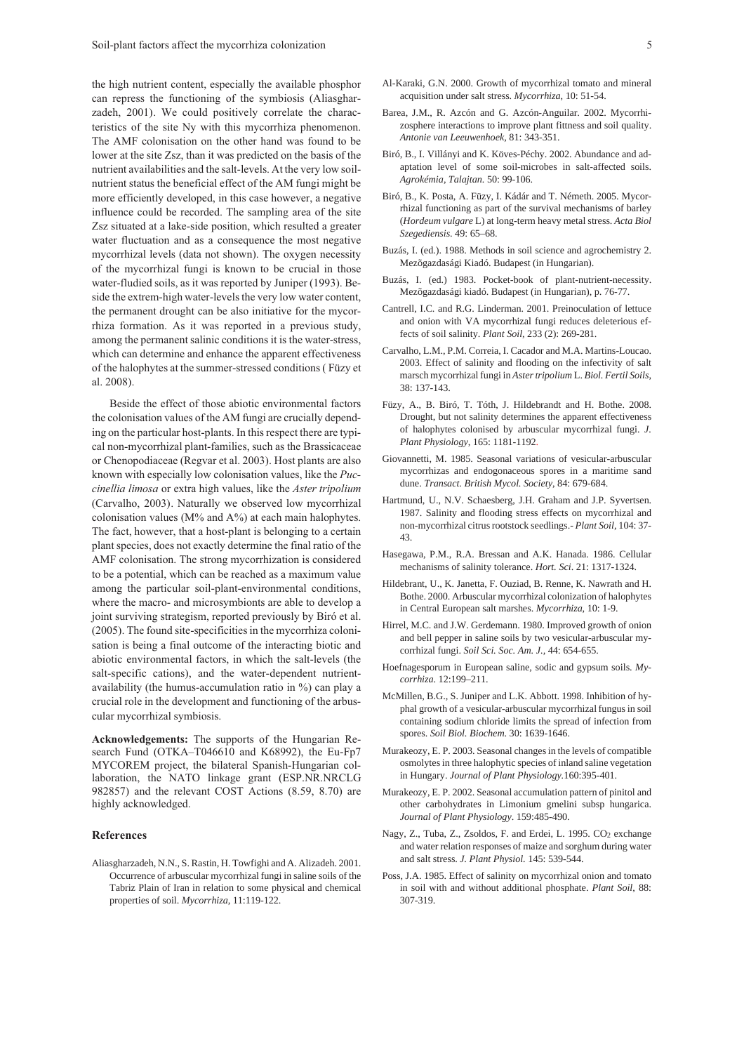the high nutrient content, especially the available phosphor can repress the functioning of the symbiosis (Aliasgharzadeh, 2001). We could positively correlate the characteristics of the site Ny with this mycorrhiza phenomenon. The AMF colonisation on the other hand was found to be lower at the site Zsz, than it was predicted on the basis of the nutrient availabilities and the salt-levels. At the very low soil-nutrient status the beneficial effect of the AM fungi might be more efficiently developed, in this case however, a negative influence could be recorded. The sampling area of the site Zsz situated at a lake-side position, which resulted a greater water fluctuation and as a consequence the most negative mycorrhizal levels (data not shown). The oxygen necessity of the mycorrhizal fungi is known to be crucial in those water-fludied soils, as it was reported by Juniper (1993). Beside the extrem-high water-levels the very low water content, the permanent drought can be also initiative for the mycorrhiza formation. As it was reported in a previous study, among the permanent salinic conditions it is the water-stress, which can determine and enhance the apparent effectiveness of the halophytes at the summer-stressed conditions ( Füzy et al. 2008).

Beside the effect of those abiotic environmental factors the colonisation values of the AM fungi are crucially depending on the particular host-plants. In this respect there are typical non-mycorrhizal plant-families, such as the Brassicaceae or Chenopodiaceae (Regvar et al. 2003). Host plants are also known with especially low colonisation values, like the *Puccinellia limosa* or extra high values, like the *Aster tripolium* (Carvalho, 2003). Naturally we observed low mycorrhizal colonisation values (M% and A%) at each main halophytes. The fact, however, that a host-plant is belonging to a certain plant species, does not exactly determine the final ratio of the AMF colonisation. The strong mycorrhization is considered to be a potential, which can be reached as a maximum value among the particular soil-plant-environmental conditions, where the macro- and microsymbionts are able to develop a joint surviving strategism, reported previously by Biró et al. (2005). The found site-specificities in the mycorrhiza colonisation is being a final outcome of the interacting biotic and abiotic environmental factors, in which the salt-levels (the salt-specific cations), and the water-dependent nutrient-availability (the humus-accumulation ratio in %) can play a crucial role in the development and functioning of the arbuscular mycorrhizal symbiosis.

**Acknowledgements:** The supports of the Hungarian Research Fund (OTKA–T046610 and K68992), the Eu-Fp7 MYCOREM project, the bilateral Spanish-Hungarian collaboration, the NATO linkage grant (ESP.NR.NRCLG 982857) and the relevant COST Actions (8.59, 8.70) are highly acknowledged.

## References

Aliasgharzadeh, N.N., S. Rastin, H. Towfighi and A. Alizadeh. 2001. Occurrence of arbuscular mycorrhizal fungi in saline soils of the Tabriz Plain of Iran in relation to some physical and chemical properties of soil. *Mycorrhiza*, 11:119-122.

Al-Karaki, G.N. 2000. Growth of mycorrhizal tomato and mineral acquisition under salt stress. *Mycorrhiza*, 10: 51-54.

Barea, J.M., R. Azcón and G. Azcón-Anguilar. 2002. Mycorrhizosphere interactions to improve plant fittness and soil quality. *Antonie van Leeuwenhoek*, 81: 343-351.

Biró, B., I. Villányi and K. Köves-Péchy. 2002. Abundance and adaptation level of some soil-microbes in salt-affected soils. *Agrokémia, Talajtan*. 50: 99-106.

Biró, B., K. Posta, A. Füzy, I. Kádár and T. Németh. 2005. Mycorrhizal functioning as part of the survival mechanisms of barley (*Hordeum vulgare* L) at long-term heavy metal stress. *Acta Biol Szegediensis*. 49: 65–68.

Buzás, I. (ed.). 1988. Methods in soil science and agrochemistry 2. Mezõgazdasági Kiadó. Budapest (in Hungarian).

Buzás, I. (ed.) 1983. Pocket-book of plant-nutrient-necessity. Mezõgazdasági kiadó. Budapest (in Hungarian), p. 76-77.

Cantrell, I.C. and R.G. Linderman. 2001. Preinoculation of lettuce and onion with VA mycorrhizal fungi reduces deleterious effects of soil salinity. *Plant Soil*, 233 (2): 269-281.

Carvalho, L.M., P.M. Correia, I. Cacador and M.A. Martins-Loucao. 2003. Effect of salinity and flooding on the infectivity of salt marsch mycorrhizal fungi in *Aster tripolium* L. *Biol. Fertil Soils*, 38: 137-143.

Füzy, A., B. Biró, T. Tóth, J. Hildebrandt and H. Bothe. 2008. Drought, but not salinity determines the apparent effectiveness of halophytes colonised by arbuscular mycorrhizal fungi. *J. Plant Physiology*, 165: 1181-1192.

Giovannetti, M. 1985. Seasonal variations of vesicular-arbuscular mycorrhizas and endogonaceous spores in a maritime sand dune. *Transact. British Mycol. Society*, 84: 679-684.

Hartmund, U., N.V. Schaesberg, J.H. Graham and J.P. Syvertsen. 1987. Salinity and flooding stress effects on mycorrhizal and non-mycorrhizal citrus rootstock seedlings.- *Plant Soil*, 104: 37-43.

Hasegawa, P.M., R.A. Bressan and A.K. Hanada. 1986. Cellular mechanisms of salinity tolerance. *Hort. Sci*. 21: 1317-1324.

Hildebrant, U., K. Janetta, F. Ouziad, B. Renne, K. Nawrath and H. Bothe. 2000. Arbuscular mycorrhizal colonization of halophytes in Central European salt marshes. *Mycorrhiza*, 10: 1-9.

Hirrel, M.C. and J.W. Gerdemann. 1980. Improved growth of onion and bell pepper in saline soils by two vesicular-arbuscular mycorrhizal fungi. *Soil Sci. Soc. Am. J.*, 44: 654-655.

Hoefnagesporum in European saline, sodic and gypsum soils. *Mycorrhiza*. 12:199–211.

McMillen, B.G., S. Juniper and L.K. Abbott. 1998. Inhibition of hyphal growth of a vesicular-arbuscular mycorrhizal fungus in soil containing sodium chloride limits the spread of infection from spores. *Soil Biol. Biochem.* 30: 1639-1646.

Murakeozy, E. P. 2003. Seasonal changes in the levels of compatible osmolytes in three halophytic species of inland saline vegetation in Hungary. *Journal of Plant Physiology*.160:395-401.

Murakeozy, E. P. 2002. Seasonal accumulation pattern of pinitol and other carbohydrates in Limonium gmelini subsp hungarica. *Journal of Plant Physiology*. 159:485-490.

Nagy, Z., Tuba, Z., Zsoldos, F. and Erdei, L. 1995. $CO_2$ exchange and water relation responses of maize and sorghum during water and salt stress. *J. Plant Physiol.* 145: 539-544.

Poss, J.A. 1985. Effect of salinity on mycorrhizal onion and tomato in soil with and without additional phosphate. *Plant Soil*, 88: 307-319.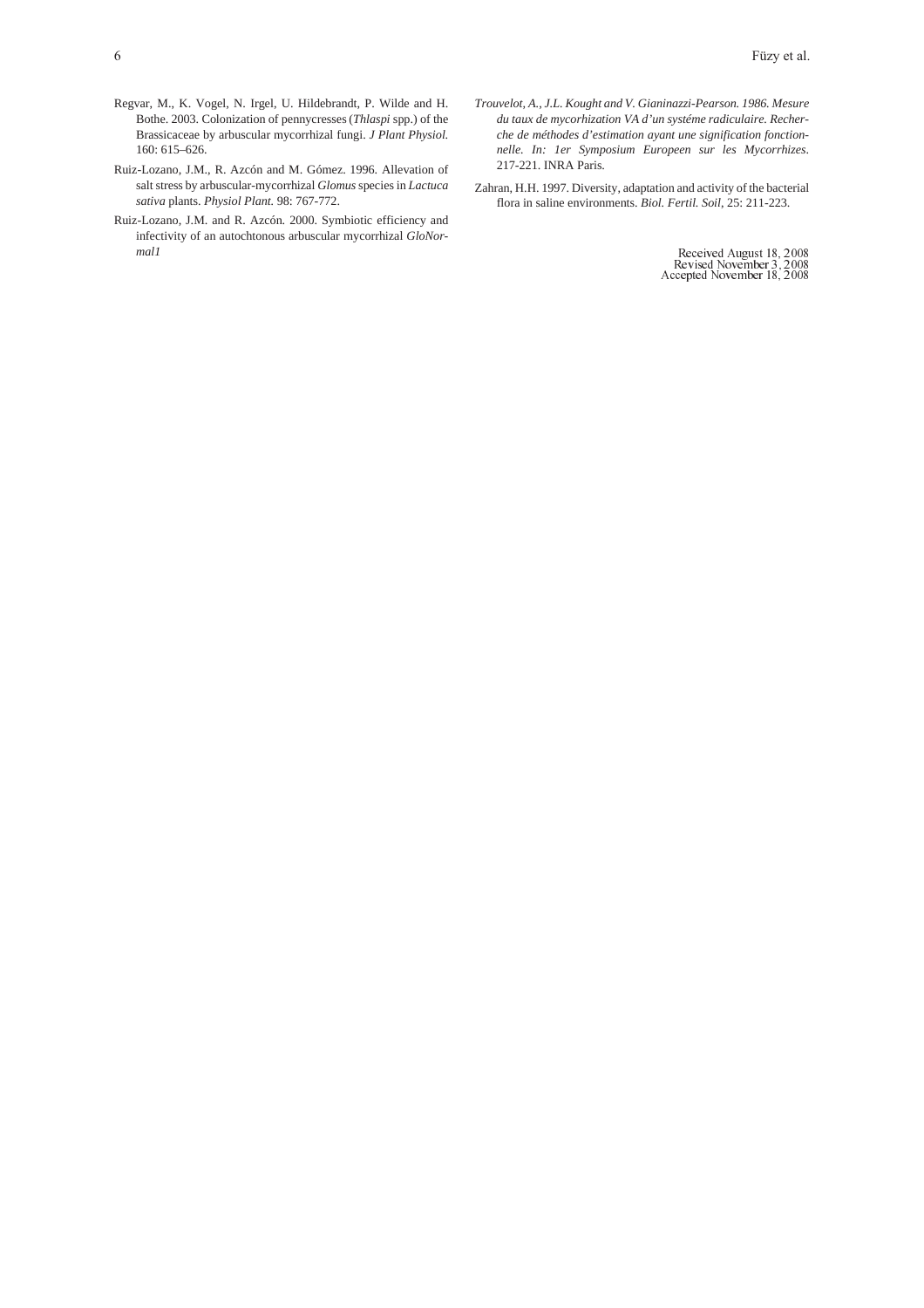Regvar, M., K. Vogel, N. Irgel, U. Hildebrandt, P. Wilde and H. Bothe. 2003. Colonization of pennycresses (*Thlaspi* spp.) of the Brassicaceae by arbuscular mycorrhizal fungi. *J Plant Physiol.* 160: 615–626.

Ruiz-Lozano, J.M., R. Azcón and M. Gómez. 1996. Allevation of salt stress by arbuscular-mycorrhizal *Glomus* species in *Lactuca sativa* plants. *Physiol Plant.* 98: 767-772.

Ruiz-Lozano, J.M. and R. Azcón. 2000. Symbiotic efficiency and infectivity of an autochtonous arbuscular mycorrhizal *GloNormal1*

*Trouvelot, A., J.L. Kought and V. Gianinazzi-Pearson. 1986. Mesure du taux de mycorhization VA d'un systéme radiculaire. Recherche de méthodes d'estimation ayant une signification fonctionnelle. In: 1er Symposium Europeen sur les Mycorrhizes.* 217-221. INRA Paris.

Zahran, H.H. 1997. Diversity, adaptation and activity of the bacterial flora in saline environments. *Biol. Fertil. Soil*, 25: 211-223.

Received August 18, 2008
Revised November 3, 2008
Accepted November 18, 2008